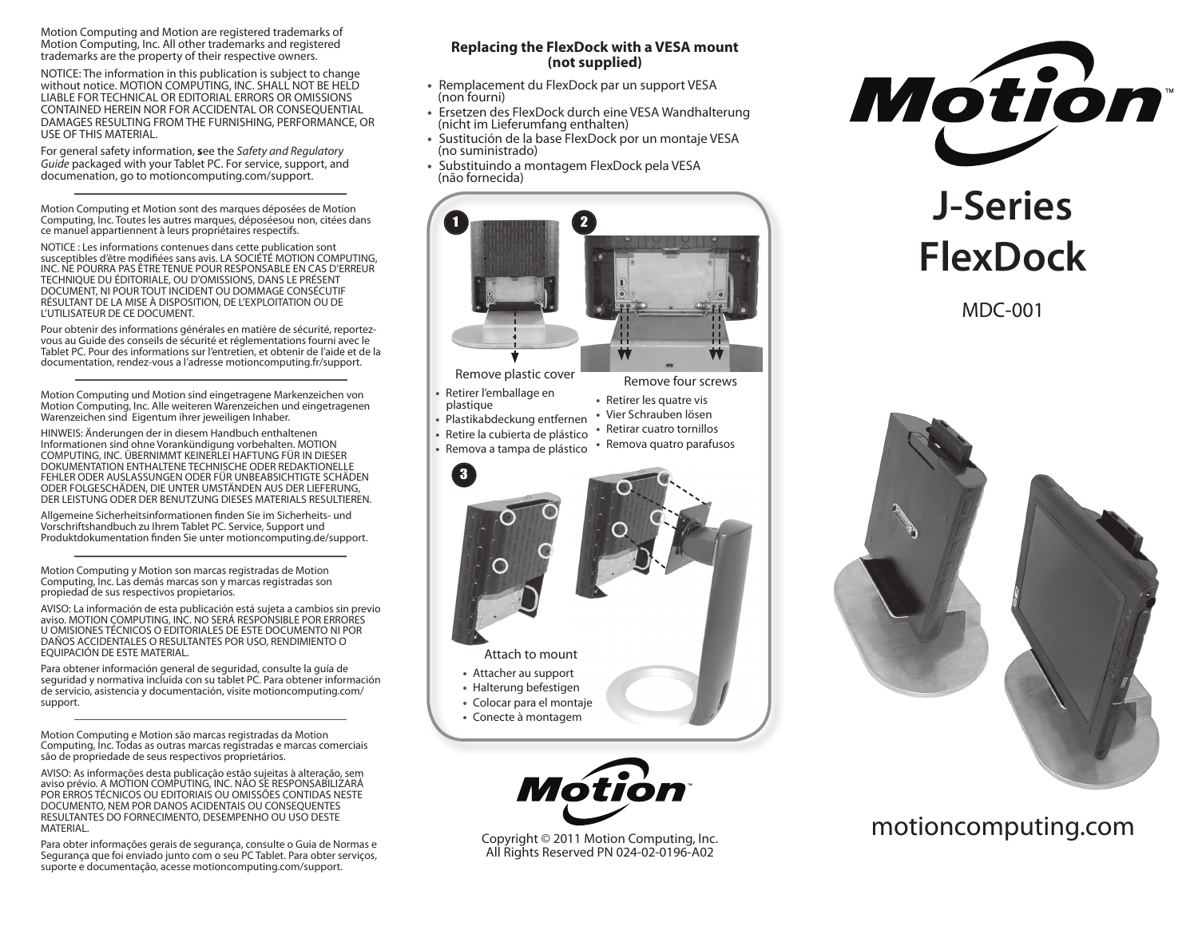Motion Computing and Motion are registered trademarks of Motion Computing, Inc. All other trademarks and registered trademarks are the property of their respective owners.

NOTICE: The information in this publication is subject to change without notice. MOTION COMPUTING, INC. SHALL NOT BE HELD LIABLE FOR TECHNICAL OR EDITORIAL ERRORS OR OMISSIONS CONTAINED HEREIN NOR FOR ACCIDENTAL OR CONSEQUENTIAL DAMAGES RESULTING FROM THE FURNISHING, PERFORMANCE, OR USE OF THIS MATERIAL.

For general safety information, **s**ee the *Safety and Regulatory Guide* packaged with your Tablet PC. For service, support, and documenation, go to motioncomputing.com/support.

---

Motion Computing et Motion sont des marques déposées de Motion Computing, Inc. Toutes les autres marques, déposéesou non, citées dans ce manuel appartiennent à leurs propriétaires respectifs.

NOTICE : Les informations contenues dans cette publication sont susceptibles d'être modifiées sans avis. LA SOCIÉTÉ MOTION COMPUTING, INC. NE POURRA PAS ÊTRE TENUE POUR RESPONSABLE EN CAS D'ERREUR TECHNIQUE DU ÉDITORIALE, OU D'OMISSIONS, DANS LE PRÉSENT DOCUMENT, NI POUR TOUT INCIDENT OU DOMMAGE CONSÉCUTIF RÉSULTANT DE LA MISE À DISPOSITION, DE L'EXPLOITATION OU DE L'UTILISATEUR DE CE DOCUMENT.

Pour obtenir des informations générales en matière de sécurité, reportez-vous au Guide des conseils de sécurité et réglementations fourni avec le Tablet PC. Pour des informations sur l'entretien, et obtenir de l'aide et de la documentation, rendez-vous a l'adresse motioncomputing.fr/support.

---

Motion Computing und Motion sind eingetragene Markenzeichen von Motion Computing, Inc. Alle weiteren Warenzeichen und eingetragenen Warenzeichen sind Eigentum ihrer jeweiligen Inhaber.

HINWEIS: Änderungen der in diesem Handbuch enthaltenen Informationen sind ohne Vorankündigung vorbehalten. MOTION COMPUTING, INC. ÜBERNIMMT KEINERLEI HAFTUNG FÜR IN DIESER DOKUMENTATION ENTHALTENE TECHNISCHE ODER REDAKTIONELLE FEHLER ODER AUSLASSUNGEN ODER FÜR UNBEABSICHTIGTE SCHÄDEN ODER FOLGESCHÄDEN, DIE UNTER UMSTÄNDEN AUS DER LIEFERUNG, DER LEISTUNG ODER DER BENUTZUNG DIESES MATERIALS RESULTIEREN.

Allgemeine Sicherheitsinformationen finden Sie im Sicherheits- und Vorschriftshandbuch zu Ihrem Tablet PC. Service, Support und Produktdokumentation finden Sie unter motioncomputing.de/support.

---

Motion Computing y Motion son marcas registradas de Motion Computing, Inc. Las demás marcas son y marcas registradas son propiedad de sus respectivos propietarios.

AVISO: La información de esta publicación está sujeta a cambios sin previo aviso. MOTION COMPUTING, INC. NO SERÁ RESPONSIBLE POR ERRORES U OMISIONES TÉCNICOS O EDITORIALES DE ESTE DOCUMENTO NI POR DAÑOS ACCIDENTALES O RESULTANTES POR USO, RENDIMIENTO O EQUIPACIÓN DE ESTE MATERIAL.

Para obtener información general de seguridad, consulte la guía de seguridad y normativa incluida con su tablet PC. Para obtener información de servicio, asistencia y documentación, visite motioncomputing.com/support.

---

Motion Computing e Motion são marcas registradas da Motion Computing, Inc. Todas as outras marcas registradas e marcas comerciais são de propriedade de seus respectivos proprietários.

AVISO: As informações desta publicação estão sujeitas à alteração, sem aviso prévio. A MOTION COMPUTING, INC. NÃO SE RESPONSABILIZARÁ POR ERROS TÉCNICOS OU EDITORIAIS OU OMISSÕES CONTIDAS NESTE DOCUMENTO, NEM POR DANOS ACIDENTAIS OU CONSEQUENTES RESULTANTES DO FORNECIMENTO, DESEMPENHO OU USO DESTE MATERIAL.

Para obter informações gerais de segurança, consulte o Guia de Normas e Segurança que foi enviado junto com o seu PC Tablet. Para obter serviços, suporte e documentação, acesse motioncomputing.com/support.

## Replacing the FlexDock with a VESA mount (not supplied)

- Remplacement du FlexDock par un support VESA (non fourni)
- Ersetzen des FlexDock durch eine VESA Wandhalterung (nicht im Lieferumfang enthalten)
- Sustitución de la base FlexDock por un montaje VESA (no suministrado)
- Substituindo a montagem FlexDock pela VESA (não fornecida)

**1** Remove plastic cover

- Retirer l'emballage en plastique
- Plastikabdeckung entfernen
- Retire la cubierta de plástico
- Remova a tampa de plástico

**2** Remove four screws

- Retirer les quatre vis
- Vier Schrauben lösen
- Retirar cuatro tornillos
- Remova quatro parafusos

**3** Attach to mount

- Attacher au support
- Halterung befestigen
- Colocar para el montaje
- Conecte à montagem

Copyright © 2011 Motion Computing, Inc.
All Rights Reserved PN 024-02-0196-A02

# J-Series FlexDock

MDC-001

motioncomputing.com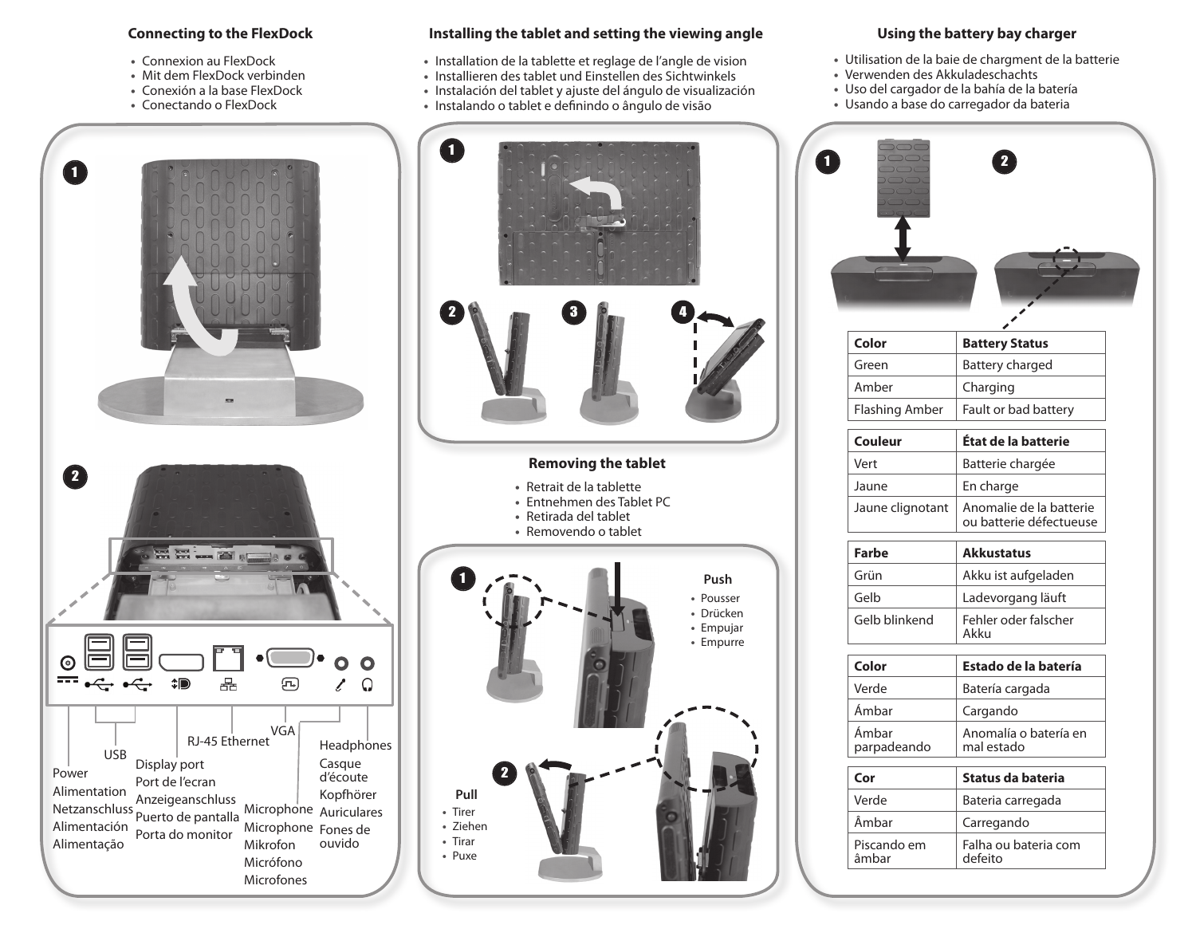## Connecting to the FlexDock

- Connexion au FlexDock
- Mit dem FlexDock verbinden
- Conexión a la base FlexDock
- Conectando o FlexDock

1

2

Power
Alimentation
Netzanschluss
Alimentación
Alimentação

USB

Display port
Port de l'ecran
Anzeigeanschluss
Puerto de pantalla
Porta do monitor

RJ-45 Ethernet

VGA

Microphone
Microphone
Mikrofon
Micrófono
Microfones

Headphones
Casque d'écoute
Kopfhörer
Auriculares
Fones de ouvido

## Installing the tablet and setting the viewing angle

- Installation de la tablette et reglage de l'angle de vision
- Installieren des tablet und Einstellen des Sichtwinkels
- Instalación del tablet y ajuste del ángulo de visualización
- Instalando o tablet e definindo o ângulo de visão

1 2 3 4

## Removing the tablet

- Retrait de la tablette
- Entnehmen des Tablet PC
- Retirada del tablet
- Removendo o tablet

1

**Push**

- Pousser
- Drücken
- Empujar
- Empurre

2

**Pull**

- Tirer
- Ziehen
- Tirar
- Puxe

## Using the battery bay charger

- Utilisation de la baie de chargment de la batterie
- Verwenden des Akkuladeschachts
- Uso del cargador de la bahía de la batería
- Usando a base do carregador da bateria

1 2

| Color | Battery Status |
|---|---|
| Green | Battery charged |
| Amber | Charging |
| Flashing Amber | Fault or bad battery |

| Couleur | État de la batterie |
|---|---|
| Vert | Batterie chargée |
| Jaune | En charge |
| Jaune clignotant | Anomalie de la batterie ou batterie défectueuse |

| Farbe | Akkustatus |
|---|---|
| Grün | Akku ist aufgeladen |
| Gelb | Ladevorgang läuft |
| Gelb blinkend | Fehler oder falscher Akku |

| Color | Estado de la batería |
|---|---|
| Verde | Batería cargada |
| Ámbar | Cargando |
| Ámbar parpadeando | Anomalía o batería en mal estado |

| Cor | Status da bateria |
|---|---|
| Verde | Bateria carregada |
| Âmbar | Carregando |
| Piscando em âmbar | Falha ou bateria com defeito |